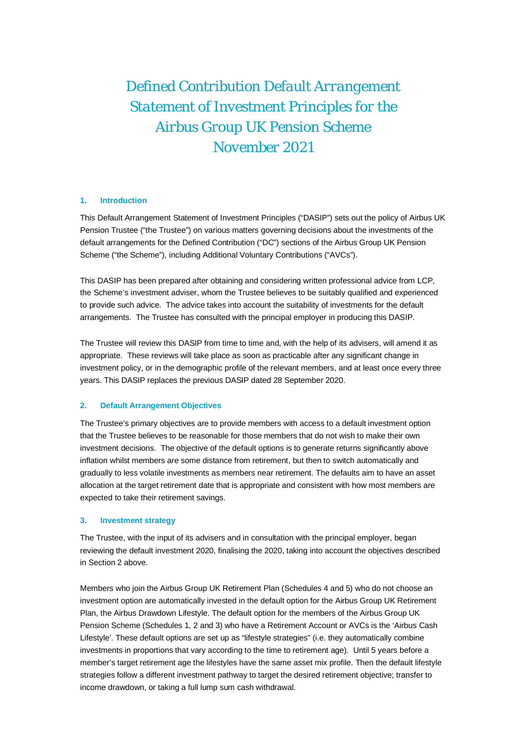# Defined Contribution Default Arrangement Statement of Investment Principles for the Airbus Group UK Pension Scheme November 2021

## 1. Introduction

This Default Arrangement Statement of Investment Principles ("DASIP") sets out the policy of Airbus UK Pension Trustee ("the Trustee") on various matters governing decisions about the investments of the default arrangements for the Defined Contribution ("DC") sections of the Airbus Group UK Pension Scheme ("the Scheme"), including Additional Voluntary Contributions ("AVCs").

This DASIP has been prepared after obtaining and considering written professional advice from LCP, the Scheme's investment adviser, whom the Trustee believes to be suitably qualified and experienced to provide such advice. The advice takes into account the suitability of investments for the default arrangements. The Trustee has consulted with the principal employer in producing this DASIP.

The Trustee will review this DASIP from time to time and, with the help of its advisers, will amend it as appropriate. These reviews will take place as soon as practicable after any significant change in investment policy, or in the demographic profile of the relevant members, and at least once every three years. This DASIP replaces the previous DASIP dated 28 September 2020.

## 2. Default Arrangement Objectives

The Trustee's primary objectives are to provide members with access to a default investment option that the Trustee believes to be reasonable for those members that do not wish to make their own investment decisions. The objective of the default options is to generate returns significantly above inflation whilst members are some distance from retirement, but then to switch automatically and gradually to less volatile investments as members near retirement. The defaults aim to have an asset allocation at the target retirement date that is appropriate and consistent with how most members are expected to take their retirement savings.

## 3. Investment strategy

The Trustee, with the input of its advisers and in consultation with the principal employer, began reviewing the default investment 2020, finalising the 2020, taking into account the objectives described in Section 2 above.

Members who join the Airbus Group UK Retirement Plan (Schedules 4 and 5) who do not choose an investment option are automatically invested in the default option for the Airbus Group UK Retirement Plan, the Airbus Drawdown Lifestyle. The default option for the members of the Airbus Group UK Pension Scheme (Schedules 1, 2 and 3) who have a Retirement Account or AVCs is the 'Airbus Cash Lifestyle'. These default options are set up as "lifestyle strategies" (i.e. they automatically combine investments in proportions that vary according to the time to retirement age). Until 5 years before a member's target retirement age the lifestyles have the same asset mix profile. Then the default lifestyle strategies follow a different investment pathway to target the desired retirement objective; transfer to income drawdown, or taking a full lump sum cash withdrawal.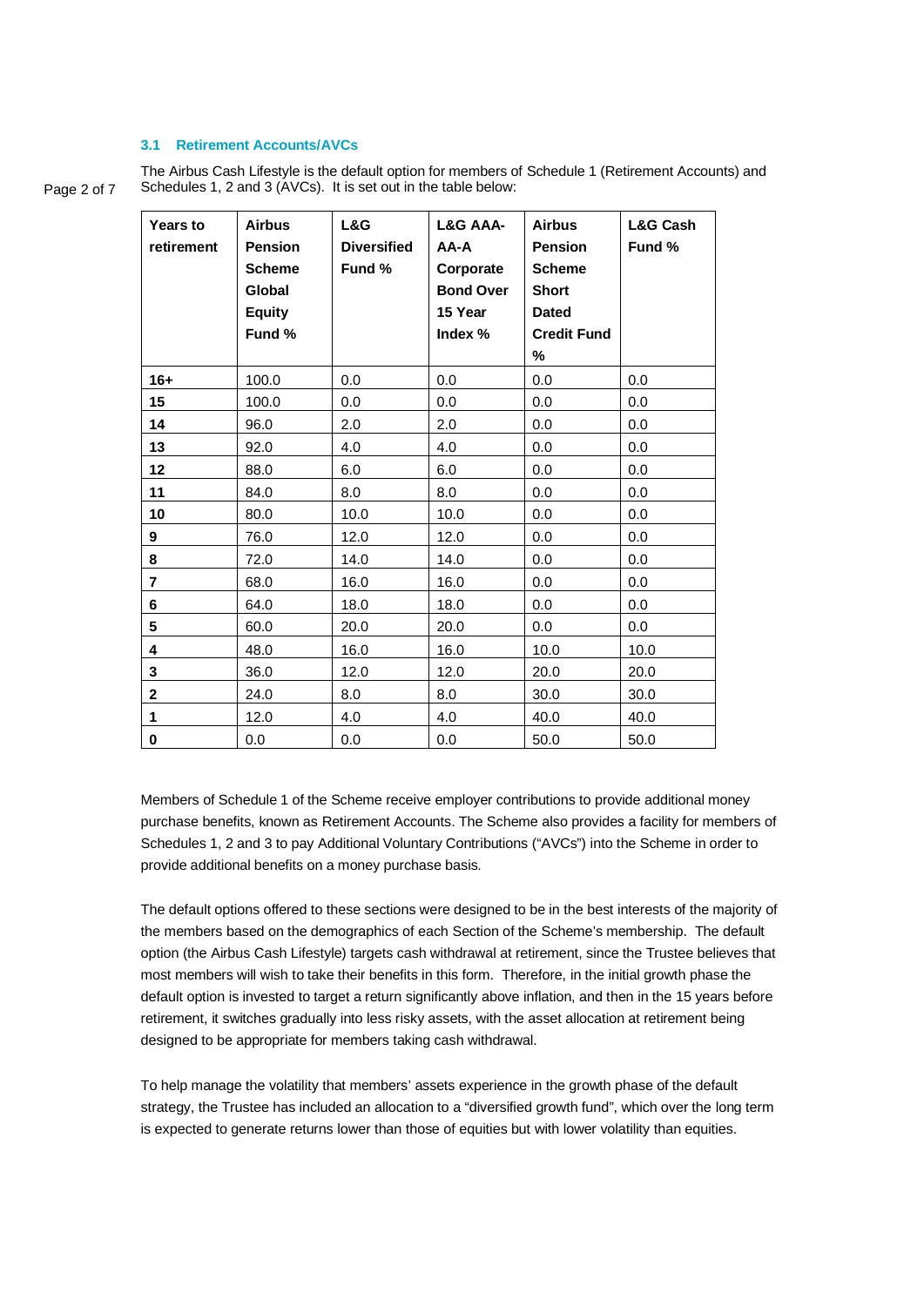### 3.1 Retirement Accounts/AVCs

The Airbus Cash Lifestyle is the default option for members of Schedule 1 (Retirement Accounts) and Schedules 1, 2 and 3 (AVCs). It is set out in the table below:

| Years to retirement | Airbus Pension Scheme Global Equity Fund % | L&G Diversified Fund % | L&G AAA-AA-A Corporate Bond Over 15 Year Index % | Airbus Pension Scheme Short Dated Credit Fund % | L&G Cash Fund % |
|---|---|---|---|---|---|
| **16+** | 100.0 | 0.0 | 0.0 | 0.0 | 0.0 |
| **15** | 100.0 | 0.0 | 0.0 | 0.0 | 0.0 |
| **14** | 96.0 | 2.0 | 2.0 | 0.0 | 0.0 |
| **13** | 92.0 | 4.0 | 4.0 | 0.0 | 0.0 |
| **12** | 88.0 | 6.0 | 6.0 | 0.0 | 0.0 |
| **11** | 84.0 | 8.0 | 8.0 | 0.0 | 0.0 |
| **10** | 80.0 | 10.0 | 10.0 | 0.0 | 0.0 |
| **9** | 76.0 | 12.0 | 12.0 | 0.0 | 0.0 |
| **8** | 72.0 | 14.0 | 14.0 | 0.0 | 0.0 |
| **7** | 68.0 | 16.0 | 16.0 | 0.0 | 0.0 |
| **6** | 64.0 | 18.0 | 18.0 | 0.0 | 0.0 |
| **5** | 60.0 | 20.0 | 20.0 | 0.0 | 0.0 |
| **4** | 48.0 | 16.0 | 16.0 | 10.0 | 10.0 |
| **3** | 36.0 | 12.0 | 12.0 | 20.0 | 20.0 |
| **2** | 24.0 | 8.0 | 8.0 | 30.0 | 30.0 |
| **1** | 12.0 | 4.0 | 4.0 | 40.0 | 40.0 |
| **0** | 0.0 | 0.0 | 0.0 | 50.0 | 50.0 |

Members of Schedule 1 of the Scheme receive employer contributions to provide additional money purchase benefits, known as Retirement Accounts. The Scheme also provides a facility for members of Schedules 1, 2 and 3 to pay Additional Voluntary Contributions ("AVCs") into the Scheme in order to provide additional benefits on a money purchase basis.

The default options offered to these sections were designed to be in the best interests of the majority of the members based on the demographics of each Section of the Scheme's membership. The default option (the Airbus Cash Lifestyle) targets cash withdrawal at retirement, since the Trustee believes that most members will wish to take their benefits in this form. Therefore, in the initial growth phase the default option is invested to target a return significantly above inflation, and then in the 15 years before retirement, it switches gradually into less risky assets, with the asset allocation at retirement being designed to be appropriate for members taking cash withdrawal.

To help manage the volatility that members' assets experience in the growth phase of the default strategy, the Trustee has included an allocation to a "diversified growth fund", which over the long term is expected to generate returns lower than those of equities but with lower volatility than equities.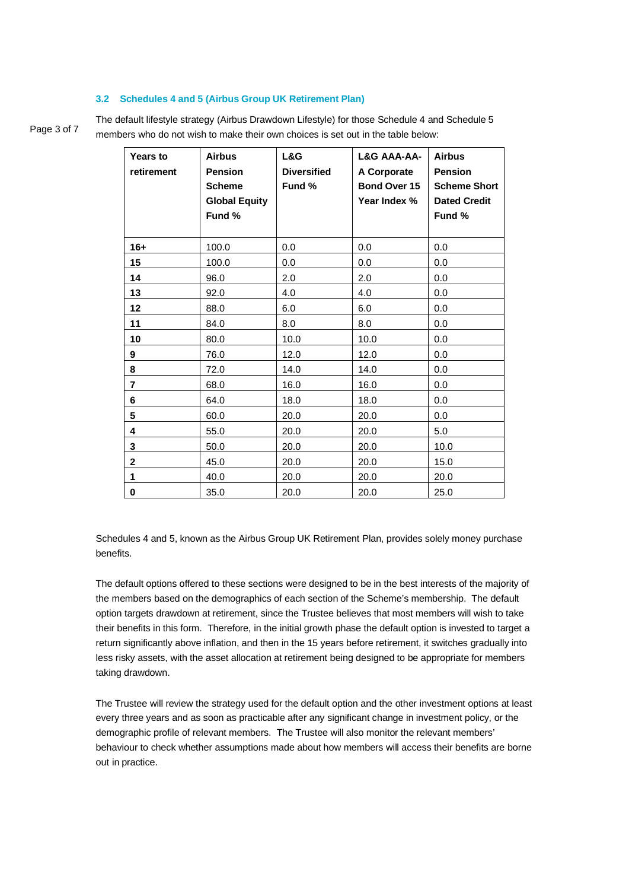### 3.2 Schedules 4 and 5 (Airbus Group UK Retirement Plan)

The default lifestyle strategy (Airbus Drawdown Lifestyle) for those Schedule 4 and Schedule 5 members who do not wish to make their own choices is set out in the table below:

| Years to retirement | Airbus Pension Scheme Global Equity Fund % | L&G Diversified Fund % | L&G AAA-AA-A Corporate Bond Over 15 Year Index % | Airbus Pension Scheme Short Dated Credit Fund % |
|---|---|---|---|---|
| **16+** | 100.0 | 0.0 | 0.0 | 0.0 |
| **15** | 100.0 | 0.0 | 0.0 | 0.0 |
| **14** | 96.0 | 2.0 | 2.0 | 0.0 |
| **13** | 92.0 | 4.0 | 4.0 | 0.0 |
| **12** | 88.0 | 6.0 | 6.0 | 0.0 |
| **11** | 84.0 | 8.0 | 8.0 | 0.0 |
| **10** | 80.0 | 10.0 | 10.0 | 0.0 |
| **9** | 76.0 | 12.0 | 12.0 | 0.0 |
| **8** | 72.0 | 14.0 | 14.0 | 0.0 |
| **7** | 68.0 | 16.0 | 16.0 | 0.0 |
| **6** | 64.0 | 18.0 | 18.0 | 0.0 |
| **5** | 60.0 | 20.0 | 20.0 | 0.0 |
| **4** | 55.0 | 20.0 | 20.0 | 5.0 |
| **3** | 50.0 | 20.0 | 20.0 | 10.0 |
| **2** | 45.0 | 20.0 | 20.0 | 15.0 |
| **1** | 40.0 | 20.0 | 20.0 | 20.0 |
| **0** | 35.0 | 20.0 | 20.0 | 25.0 |

Schedules 4 and 5, known as the Airbus Group UK Retirement Plan, provides solely money purchase benefits.

The default options offered to these sections were designed to be in the best interests of the majority of the members based on the demographics of each section of the Scheme's membership. The default option targets drawdown at retirement, since the Trustee believes that most members will wish to take their benefits in this form. Therefore, in the initial growth phase the default option is invested to target a return significantly above inflation, and then in the 15 years before retirement, it switches gradually into less risky assets, with the asset allocation at retirement being designed to be appropriate for members taking drawdown.

The Trustee will review the strategy used for the default option and the other investment options at least every three years and as soon as practicable after any significant change in investment policy, or the demographic profile of relevant members. The Trustee will also monitor the relevant members' behaviour to check whether assumptions made about how members will access their benefits are borne out in practice.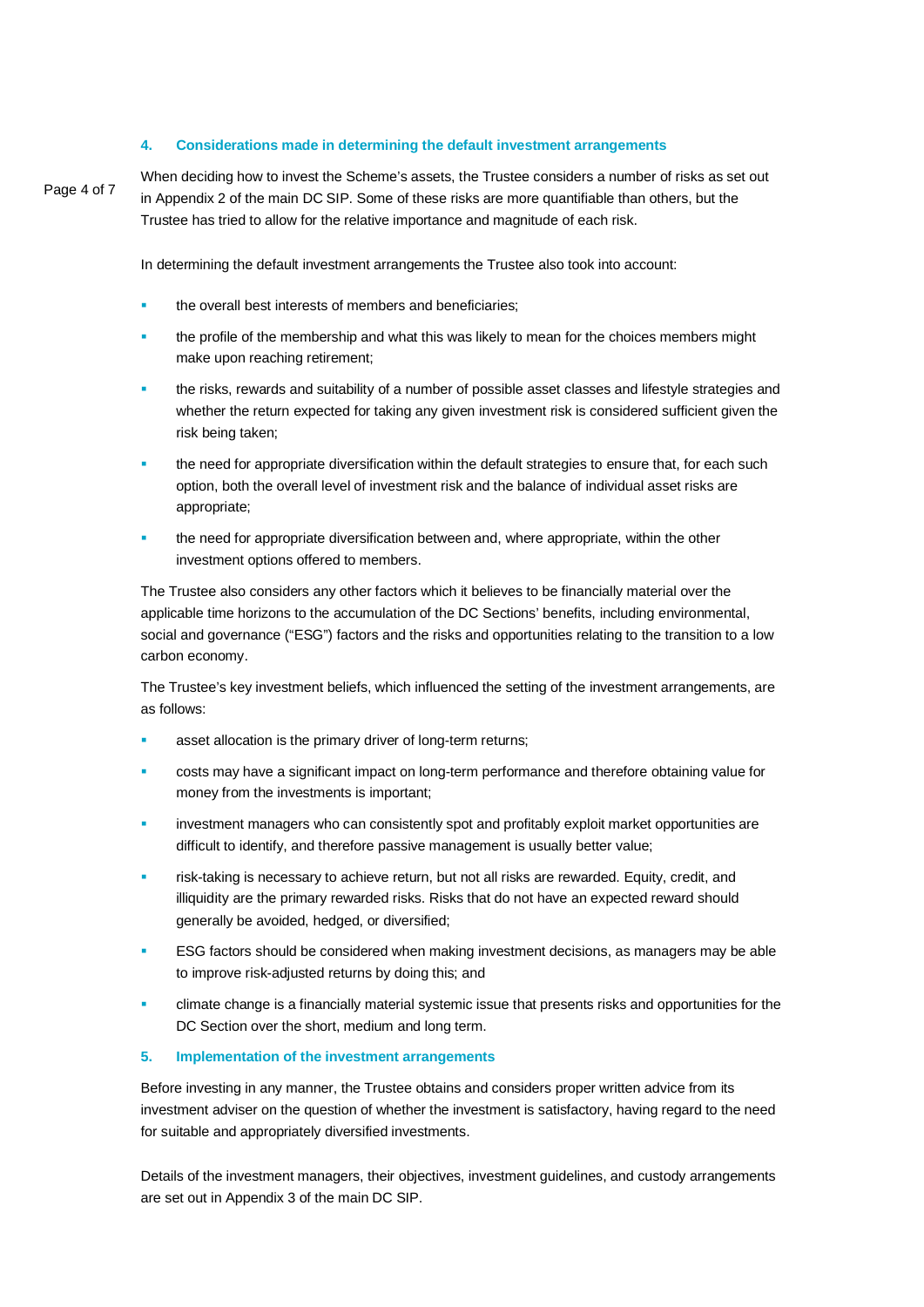## 4. Considerations made in determining the default investment arrangements

When deciding how to invest the Scheme's assets, the Trustee considers a number of risks as set out in Appendix 2 of the main DC SIP. Some of these risks are more quantifiable than others, but the Trustee has tried to allow for the relative importance and magnitude of each risk.

In determining the default investment arrangements the Trustee also took into account:

- the overall best interests of members and beneficiaries;
- the profile of the membership and what this was likely to mean for the choices members might make upon reaching retirement;
- the risks, rewards and suitability of a number of possible asset classes and lifestyle strategies and whether the return expected for taking any given investment risk is considered sufficient given the risk being taken;
- the need for appropriate diversification within the default strategies to ensure that, for each such option, both the overall level of investment risk and the balance of individual asset risks are appropriate;
- the need for appropriate diversification between and, where appropriate, within the other investment options offered to members.

The Trustee also considers any other factors which it believes to be financially material over the applicable time horizons to the accumulation of the DC Sections' benefits, including environmental, social and governance ("ESG") factors and the risks and opportunities relating to the transition to a low carbon economy.

The Trustee's key investment beliefs, which influenced the setting of the investment arrangements, are as follows:

- asset allocation is the primary driver of long-term returns;
- costs may have a significant impact on long-term performance and therefore obtaining value for money from the investments is important;
- investment managers who can consistently spot and profitably exploit market opportunities are difficult to identify, and therefore passive management is usually better value;
- risk-taking is necessary to achieve return, but not all risks are rewarded. Equity, credit, and illiquidity are the primary rewarded risks. Risks that do not have an expected reward should generally be avoided, hedged, or diversified;
- ESG factors should be considered when making investment decisions, as managers may be able to improve risk-adjusted returns by doing this; and
- climate change is a financially material systemic issue that presents risks and opportunities for the DC Section over the short, medium and long term.

## 5. Implementation of the investment arrangements

Before investing in any manner, the Trustee obtains and considers proper written advice from its investment adviser on the question of whether the investment is satisfactory, having regard to the need for suitable and appropriately diversified investments.

Details of the investment managers, their objectives, investment guidelines, and custody arrangements are set out in Appendix 3 of the main DC SIP.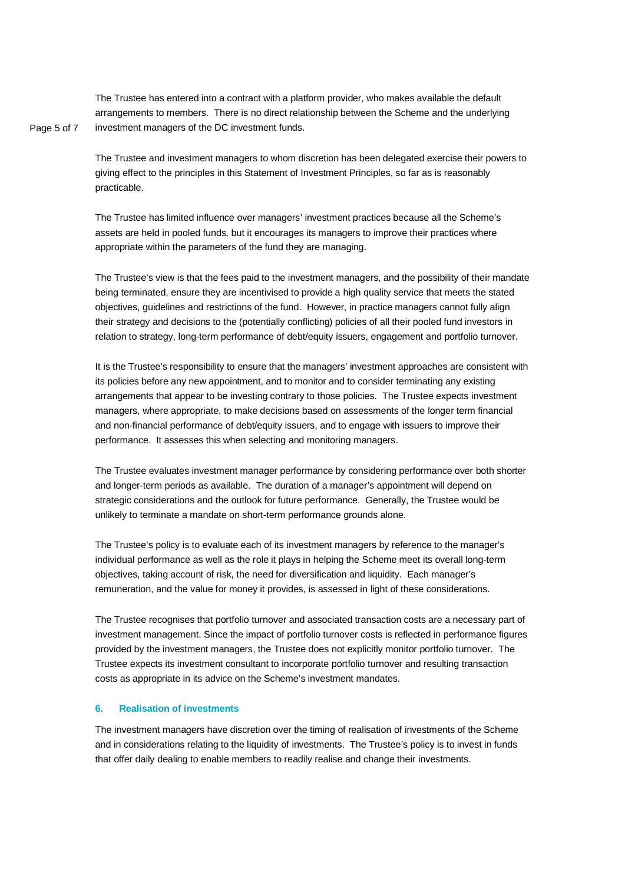The Trustee has entered into a contract with a platform provider, who makes available the default arrangements to members. There is no direct relationship between the Scheme and the underlying investment managers of the DC investment funds.

The Trustee and investment managers to whom discretion has been delegated exercise their powers to giving effect to the principles in this Statement of Investment Principles, so far as is reasonably practicable.

The Trustee has limited influence over managers' investment practices because all the Scheme's assets are held in pooled funds, but it encourages its managers to improve their practices where appropriate within the parameters of the fund they are managing.

The Trustee's view is that the fees paid to the investment managers, and the possibility of their mandate being terminated, ensure they are incentivised to provide a high quality service that meets the stated objectives, guidelines and restrictions of the fund. However, in practice managers cannot fully align their strategy and decisions to the (potentially conflicting) policies of all their pooled fund investors in relation to strategy, long-term performance of debt/equity issuers, engagement and portfolio turnover.

It is the Trustee's responsibility to ensure that the managers' investment approaches are consistent with its policies before any new appointment, and to monitor and to consider terminating any existing arrangements that appear to be investing contrary to those policies. The Trustee expects investment managers, where appropriate, to make decisions based on assessments of the longer term financial and non-financial performance of debt/equity issuers, and to engage with issuers to improve their performance. It assesses this when selecting and monitoring managers.

The Trustee evaluates investment manager performance by considering performance over both shorter and longer-term periods as available. The duration of a manager's appointment will depend on strategic considerations and the outlook for future performance. Generally, the Trustee would be unlikely to terminate a mandate on short-term performance grounds alone.

The Trustee's policy is to evaluate each of its investment managers by reference to the manager's individual performance as well as the role it plays in helping the Scheme meet its overall long-term objectives, taking account of risk, the need for diversification and liquidity. Each manager's remuneration, and the value for money it provides, is assessed in light of these considerations.

The Trustee recognises that portfolio turnover and associated transaction costs are a necessary part of investment management. Since the impact of portfolio turnover costs is reflected in performance figures provided by the investment managers, the Trustee does not explicitly monitor portfolio turnover. The Trustee expects its investment consultant to incorporate portfolio turnover and resulting transaction costs as appropriate in its advice on the Scheme's investment mandates.

### 6. Realisation of investments

The investment managers have discretion over the timing of realisation of investments of the Scheme and in considerations relating to the liquidity of investments. The Trustee's policy is to invest in funds that offer daily dealing to enable members to readily realise and change their investments.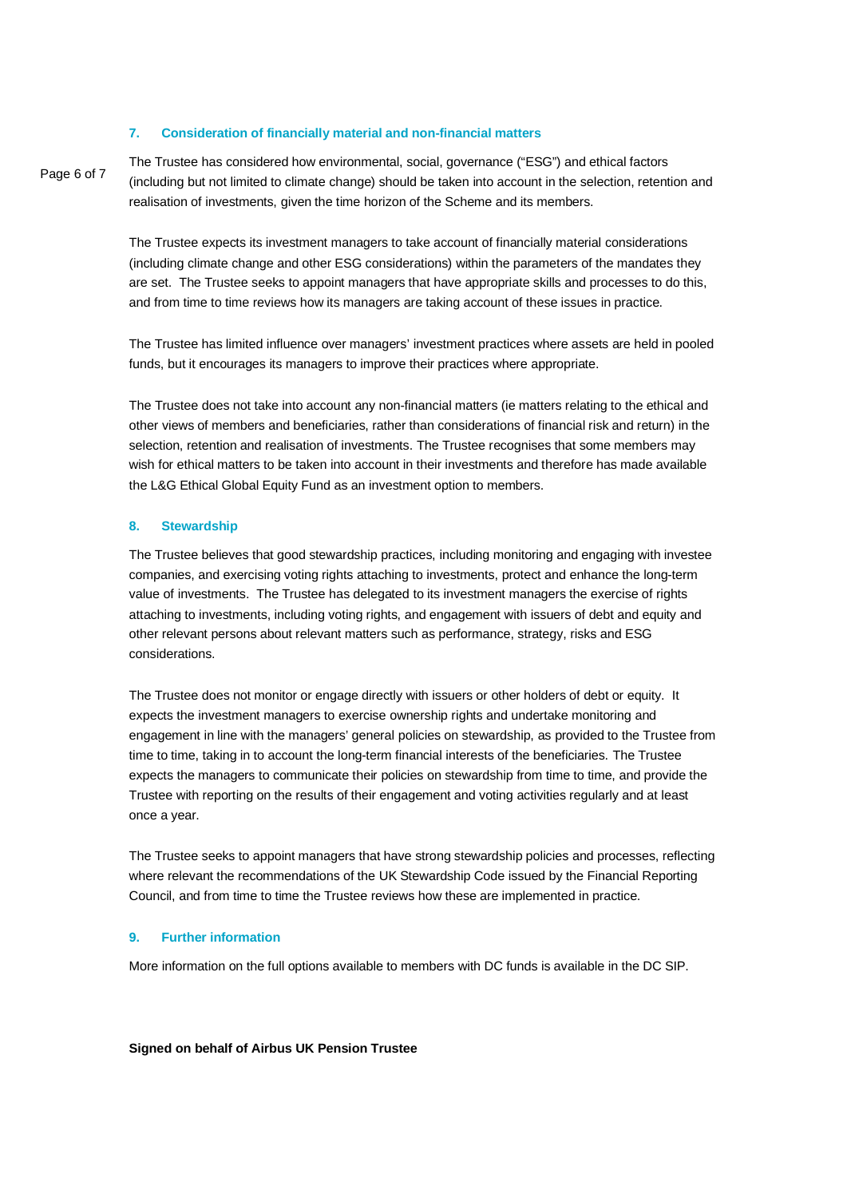## 7. Consideration of financially material and non-financial matters

The Trustee has considered how environmental, social, governance ("ESG") and ethical factors (including but not limited to climate change) should be taken into account in the selection, retention and realisation of investments, given the time horizon of the Scheme and its members.

The Trustee expects its investment managers to take account of financially material considerations (including climate change and other ESG considerations) within the parameters of the mandates they are set. The Trustee seeks to appoint managers that have appropriate skills and processes to do this, and from time to time reviews how its managers are taking account of these issues in practice.

The Trustee has limited influence over managers' investment practices where assets are held in pooled funds, but it encourages its managers to improve their practices where appropriate.

The Trustee does not take into account any non-financial matters (ie matters relating to the ethical and other views of members and beneficiaries, rather than considerations of financial risk and return) in the selection, retention and realisation of investments. The Trustee recognises that some members may wish for ethical matters to be taken into account in their investments and therefore has made available the L&G Ethical Global Equity Fund as an investment option to members.

## 8. Stewardship

The Trustee believes that good stewardship practices, including monitoring and engaging with investee companies, and exercising voting rights attaching to investments, protect and enhance the long-term value of investments. The Trustee has delegated to its investment managers the exercise of rights attaching to investments, including voting rights, and engagement with issuers of debt and equity and other relevant persons about relevant matters such as performance, strategy, risks and ESG considerations.

The Trustee does not monitor or engage directly with issuers or other holders of debt or equity. It expects the investment managers to exercise ownership rights and undertake monitoring and engagement in line with the managers' general policies on stewardship, as provided to the Trustee from time to time, taking in to account the long-term financial interests of the beneficiaries. The Trustee expects the managers to communicate their policies on stewardship from time to time, and provide the Trustee with reporting on the results of their engagement and voting activities regularly and at least once a year.

The Trustee seeks to appoint managers that have strong stewardship policies and processes, reflecting where relevant the recommendations of the UK Stewardship Code issued by the Financial Reporting Council, and from time to time the Trustee reviews how these are implemented in practice.

## 9. Further information

More information on the full options available to members with DC funds is available in the DC SIP.

**Signed on behalf of Airbus UK Pension Trustee**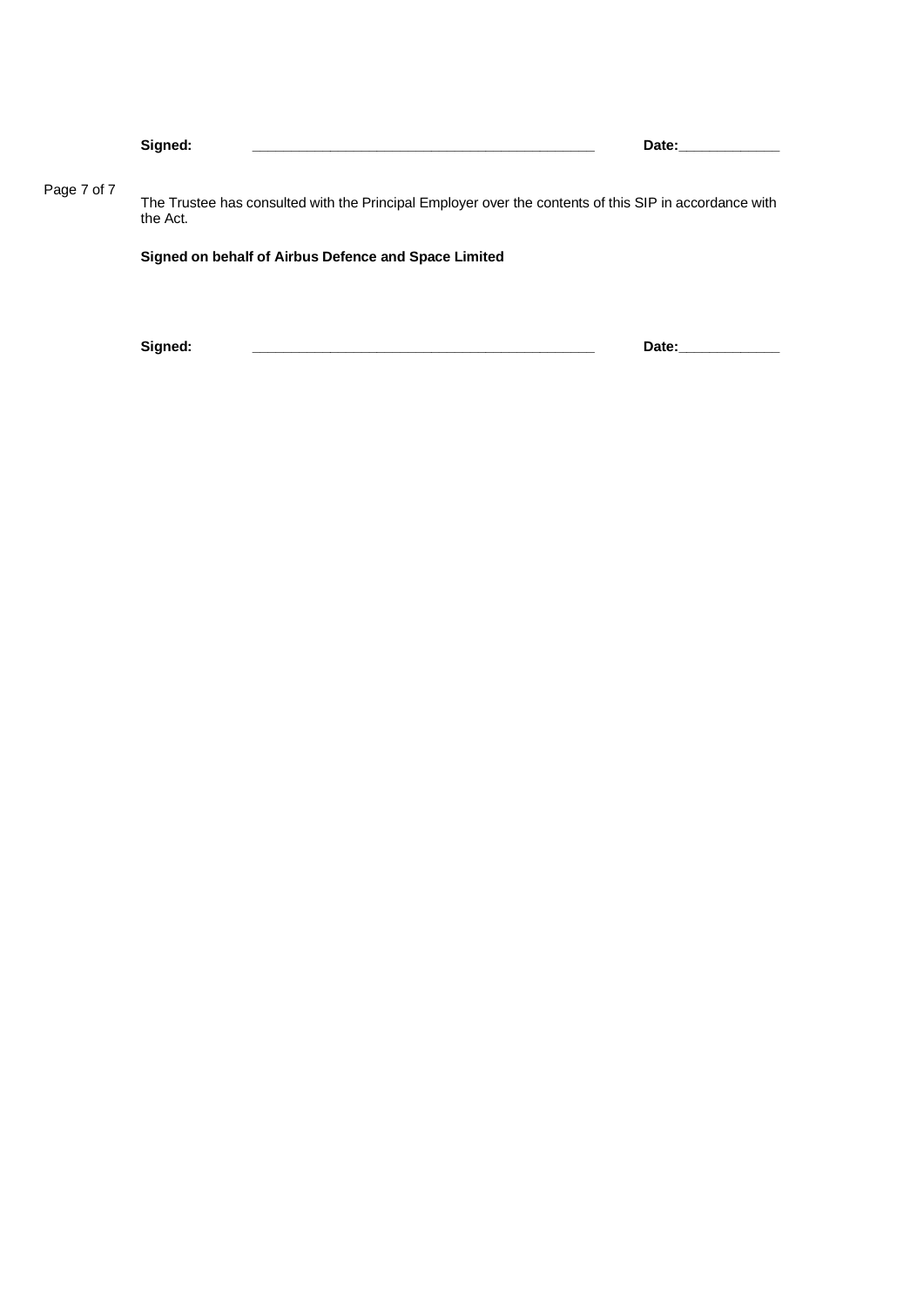**Signed:** \_\_\_\_\_\_\_\_\_\_\_\_\_\_\_\_\_\_\_\_\_\_\_\_\_\_\_\_\_\_\_\_\_\_\_\_\_\_\_\_\_\_\_\_ **Date:**\_\_\_\_\_\_\_\_\_\_\_\_\_

The Trustee has consulted with the Principal Employer over the contents of this SIP in accordance with the Act.

**Signed on behalf of Airbus Defence and Space Limited**

**Signed:** \_\_\_\_\_\_\_\_\_\_\_\_\_\_\_\_\_\_\_\_\_\_\_\_\_\_\_\_\_\_\_\_\_\_\_\_\_\_\_\_\_\_\_\_ **Date:**\_\_\_\_\_\_\_\_\_\_\_\_\_